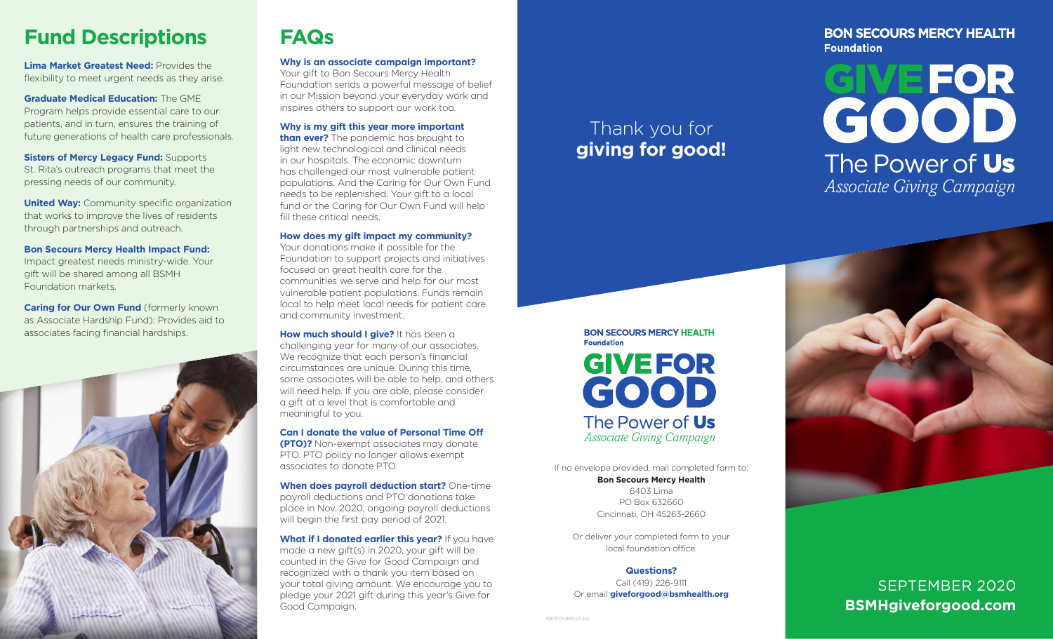# Fund Descriptions

**Lima Market Greatest Need:** Provides the flexibility to meet urgent needs as they arise.

**Graduate Medical Education:** The GME Program helps provide essential care to our patients, and in turn, ensures the training of future generations of health care professionals.

**Sisters of Mercy Legacy Fund:** Supports St. Rita's outreach programs that meet the pressing needs of our community.

**United Way:** Community specific organization that works to improve the lives of residents through partnerships and outreach.

**Bon Secours Mercy Health Impact Fund:** Impact greatest needs ministry-wide. Your gift will be shared among all BSMH Foundation markets.

**Caring for Our Own Fund** (formerly known as Associate Hardship Fund): Provides aid to associates facing financial hardships.

# FAQs

**Why is an associate campaign important?**
Your gift to Bon Secours Mercy Health Foundation sends a powerful message of belief in our Mission beyond your everyday work and inspires others to support our work too.

**Why is my gift this year more important than ever?** The pandemic has brought to light new technological and clinical needs in our hospitals. The economic downturn has challenged our most vulnerable patient populations. And the Caring for Our Own Fund needs to be replenished. Your gift to a local fund or the Caring for Our Own Fund will help fill these critical needs.

**How does my gift impact my community?**
Your donations make it possible for the Foundation to support projects and initiatives focused on great health care for the communities we serve and help for our most vulnerable patient populations. Funds remain local to help meet local needs for patient care and community investment.

**How much should I give?** It has been a challenging year for many of our associates. We recognize that each person's financial circumstances are unique. During this time, some associates will be able to help, and others will need help. If you are able, please consider a gift at a level that is comfortable and meaningful to you.

**Can I donate the value of Personal Time Off (PTO)?** Non-exempt associates may donate PTO. PTO policy no longer allows exempt associates to donate PTO.

**When does payroll deduction start?** One-time payroll deductions and PTO donations take place in Nov. 2020; ongoing payroll deductions will begin the first pay period of 2021.

**What if I donated earlier this year?** If you have made a new gift(s) in 2020, your gift will be counted in the Give for Good Campaign and recognized with a thank you item based on your total giving amount. We encourage you to pledge your 2021 gift during this year's Give for Good Campaign.

Thank you for
**giving for good!**

**BON SECOURS MERCY HEALTH**
**Foundation**

**GIVE FOR GOOD**
The Power of **Us**
*Associate Giving Campaign*

If no envelope provided, mail completed form to:
**Bon Secours Mercy Health**
6403 Lima
PO Box 632660
Cincinnati, OH 45263-2660

Or deliver your completed form to your local foundation office.

**Questions?**
Call (419) 226-9111
Or email **giveforgood@bsmhealth.org**

13871FOUBRO (7-20)

**BON SECOURS MERCY HEALTH**
**Foundation**

# GIVE FOR GOOD

The Power of **Us**
*Associate Giving Campaign*

SEPTEMBER 2020
**BSMHgiveforgood.com**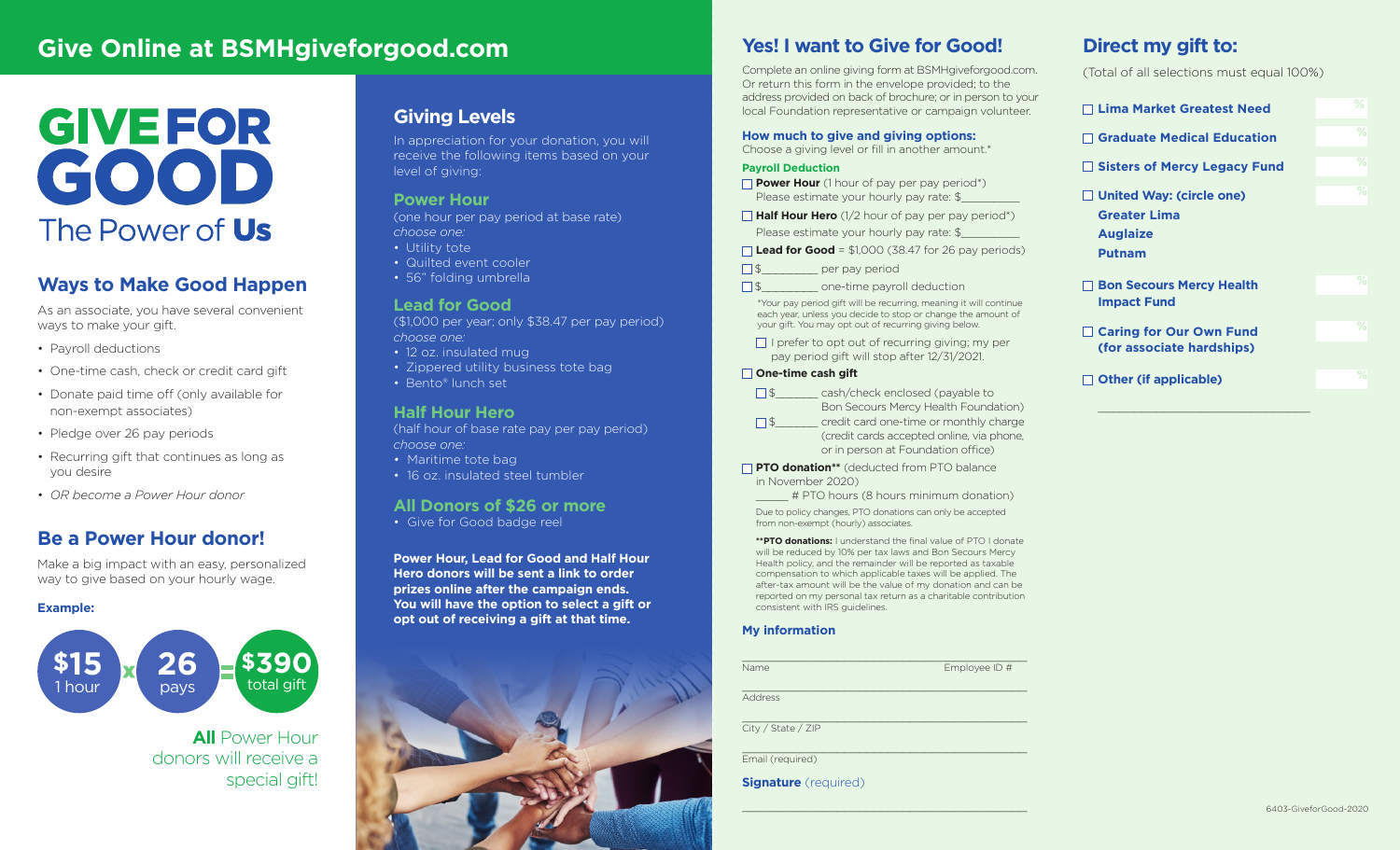## Give Online at BSMHgiveforgood.com

# GIVE FOR GOOD
The Power of **Us**

## Ways to Make Good Happen

As an associate, you have several convenient ways to make your gift.

- Payroll deductions
- One-time cash, check or credit card gift
- Donate paid time off (only available for non-exempt associates)
- Pledge over 26 pay periods
- Recurring gift that continues as long as you desire
- *OR become a Power Hour donor*

## Be a Power Hour donor!

Make a big impact with an easy, personalized way to give based on your hourly wage.

**Example:**

$15 1 hour x 26 pays = $390 total gift

**All** Power Hour donors will receive a special gift!

## Giving Levels

In appreciation for your donation, you will receive the following items based on your level of giving:

### Power Hour

(one hour per pay period at base rate)
*choose one:*

- Utility tote
- Quilted event cooler
- 56" folding umbrella

### Lead for Good

($1,000 per year; only $38.47 per pay period)
*choose one:*

- 12 oz. insulated mug
- Zippered utility business tote bag
- Bento® lunch set

### Half Hour Hero

(half hour of base rate pay per pay period)
*choose one:*

- Maritime tote bag
- 16 oz. insulated steel tumbler

### All Donors of $26 or more

- Give for Good badge reel

**Power Hour, Lead for Good and Half Hour Hero donors will be sent a link to order prizes online after the campaign ends. You will have the option to select a gift or opt out of receiving a gift at that time.**

## Yes! I want to Give for Good!

Complete an online giving form at BSMHgiveforgood.com. Or return this form in the envelope provided; to the address provided on back of brochure; or in person to your local Foundation representative or campaign volunteer.

**How much to give and giving options:**
Choose a giving level or fill in another amount.*

**Payroll Deduction**

☐ **Power Hour** (1 hour of pay per pay period*)
Please estimate your hourly pay rate: $__________

☐ **Half Hour Hero** (1/2 hour of pay per pay period*)
Please estimate your hourly pay rate: $__________

☐ **Lead for Good** = $1,000 (38.47 for 26 pay periods)

☐ $__________ per pay period

☐ $__________ one-time payroll deduction

*Your pay period gift will be recurring, meaning it will continue each year, unless you decide to stop or change the amount of your gift. You may opt out of recurring giving below.

☐ I prefer to opt out of recurring giving; my per pay period gift will stop after 12/31/2021.

☐ **One-time cash gift**

☐ $_______ cash/check enclosed (payable to Bon Secours Mercy Health Foundation)

☐ $_______ credit card one-time or monthly charge (credit cards accepted online, via phone, or in person at Foundation office)

☐ **PTO donation**** (deducted from PTO balance in November 2020)
______ # PTO hours (8 hours minimum donation)

Due to policy changes, PTO donations can only be accepted from non-exempt (hourly) associates.

****PTO donations:** I understand the final value of PTO I donate will be reduced by 10% per tax laws and Bon Secours Mercy Health policy, and the remainder will be reported as taxable compensation to which applicable taxes will be applied. The after-tax amount will be the value of my donation and can be reported on my personal tax return as a charitable contribution consistent with IRS guidelines.

**My information**

______________________________________________
Name Employee ID #

______________________________________________
Address

______________________________________________
City / State / ZIP

______________________________________________
Email (required)

**Signature** (required)

______________________________________________

## Direct my gift to:

(Total of all selections must equal 100%)

☐ **Lima Market Greatest Need** ____%

☐ **Graduate Medical Education** ____%

☐ **Sisters of Mercy Legacy Fund** ____%

☐ **United Way: (circle one)** ____%
**Greater Lima**
**Auglaize**
**Putnam**

☐ **Bon Secours Mercy Health Impact Fund** ____%

☐ **Caring for Our Own Fund (for associate hardships)** ____%

☐ **Other (if applicable)** ____%

______________________________

6403-GiveforGood-2020